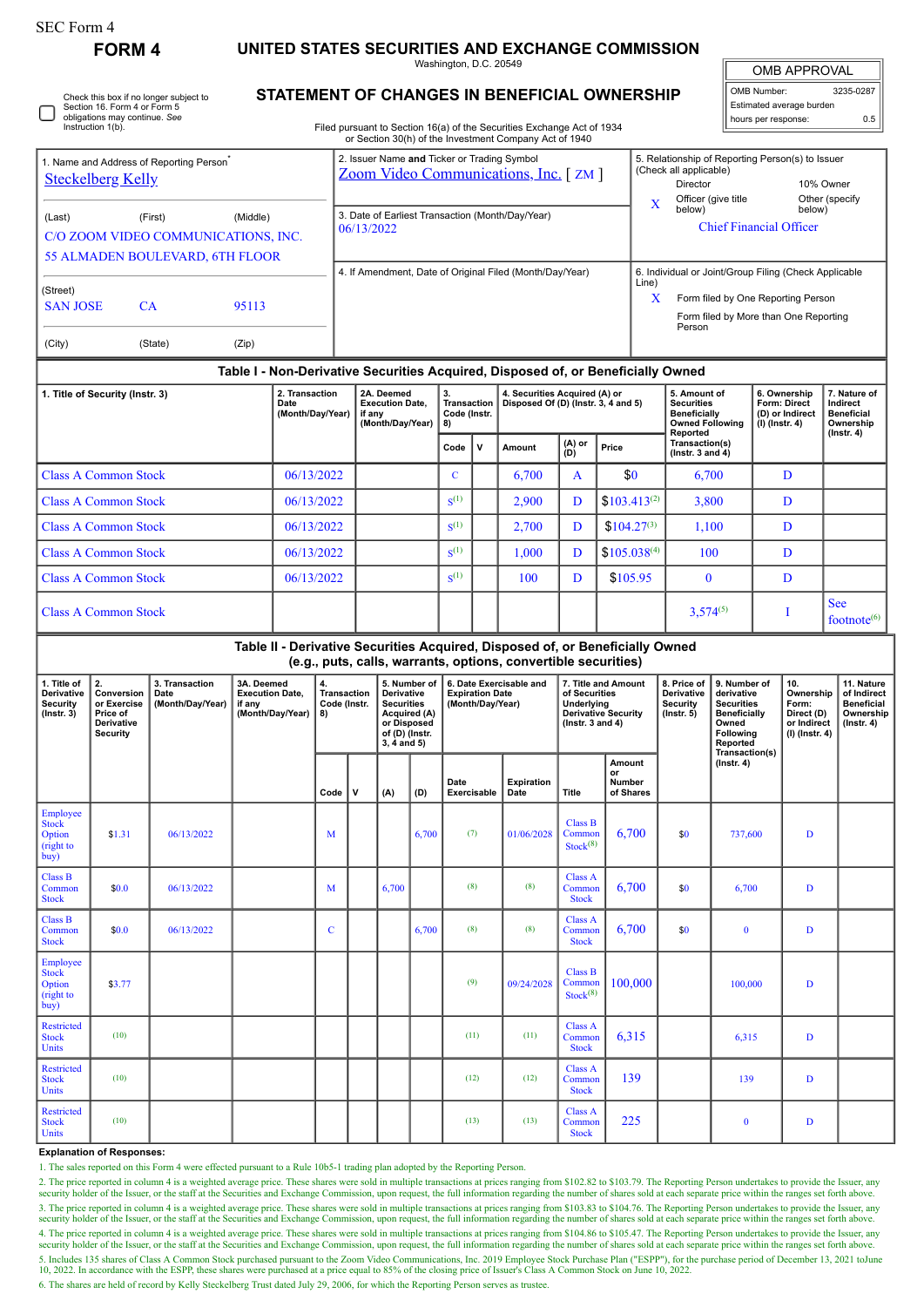SEC Form 4

# FORM 4

# UNITED STATES SECURITIES AND EXCHANGE COMMISSION

Washington, D.C. 20549

## STATEMENT OF CHANGES IN BENEFICIAL OWNERSHIP

Filed pursuant to Section 16(a) of the Securities Exchange Act of 1934 or Section 30(h) of the Investment Company Act of 1940

| OMB APPROVAL | |
|---|---|
| OMB Number: | 3235-0287 |
| Estimated average burden | |
| hours per response: | 0.5 |

☐ Check this box if no longer subject to Section 16. Form 4 or Form 5 obligations may continue. *See* Instruction 1(b).

1. Name and Address of Reporting Person*
Steckelberg Kelly

(Last) (First) (Middle)
C/O ZOOM VIDEO COMMUNICATIONS, INC.
55 ALMADEN BOULEVARD, 6TH FLOOR

(Street)
SAN JOSE CA 95113

(City) (State) (Zip)

2. Issuer Name **and** Ticker or Trading Symbol
Zoom Video Communications, Inc. [ ZM ]

3. Date of Earliest Transaction (Month/Day/Year)
06/13/2022

4. If Amendment, Date of Original Filed (Month/Day/Year)

5. Relationship of Reporting Person(s) to Issuer (Check all applicable)
Director
10% Owner
X Officer (give title below)
Other (specify below)
Chief Financial Officer

6. Individual or Joint/Group Filing (Check Applicable Line)
X Form filed by One Reporting Person
Form filed by More than One Reporting Person

### Table I - Non-Derivative Securities Acquired, Disposed of, or Beneficially Owned

| 1. Title of Security (Instr. 3) | 2. Transaction Date (Month/Day/Year) | 2A. Deemed Execution Date, if any (Month/Day/Year) | 3. Transaction Code (Instr. 8) | | 4. Securities Acquired (A) or Disposed Of (D) (Instr. 3, 4 and 5) | | | 5. Amount of Securities Beneficially Owned Following Reported Transaction(s) (Instr. 3 and 4) | 6. Ownership Form: Direct (D) or Indirect (I) (Instr. 4) | 7. Nature of Indirect Beneficial Ownership (Instr. 4) |
|---|---|---|---|---|---|---|---|---|---|---|
| | | | Code | V | Amount | (A) or (D) | Price | | | |
| Class A Common Stock | 06/13/2022 | | C | | 6,700 | A | $0 | 6,700 | D | |
| Class A Common Stock | 06/13/2022 | | S[(1)] | | 2,900 | D | $103.413[(2)] | 3,800 | D | |
| Class A Common Stock | 06/13/2022 | | S[(1)] | | 2,700 | D | $104.27[(3)] | 1,100 | D | |
| Class A Common Stock | 06/13/2022 | | S[(1)] | | 1,000 | D | $105.038[(4)] | 100 | D | |
| Class A Common Stock | 06/13/2022 | | S[(1)] | | 100 | D | $105.95 | 0 | D | |
| Class A Common Stock | | | | | | | | 3,574[(5)] | I | See footnote[(6)] |

### Table II - Derivative Securities Acquired, Disposed of, or Beneficially Owned (e.g., puts, calls, warrants, options, convertible securities)

| 1. Title of Derivative Security (Instr. 3) | 2. Conversion or Exercise Price of Derivative Security | 3. Transaction Date (Month/Day/Year) | 3A. Deemed Execution Date, if any (Month/Day/Year) | 4. Transaction Code (Instr. 8) | | 5. Number of Derivative Securities Acquired (A) or Disposed of (D) (Instr. 3, 4 and 5) | | 6. Date Exercisable and Expiration Date (Month/Day/Year) | | 7. Title and Amount of Securities Underlying Derivative Security (Instr. 3 and 4) | | 8. Price of Derivative Security (Instr. 5) | 9. Number of derivative Securities Beneficially Owned Following Reported Transaction(s) (Instr. 4) | 10. Ownership Form: Direct (D) or Indirect (I) (Instr. 4) | 11. Nature of Indirect Beneficial Ownership (Instr. 4) |
|---|---|---|---|---|---|---|---|---|---|---|---|---|---|---|---|
| | | | | Code | V | (A) | (D) | Date Exercisable | Expiration Date | Title | Amount or Number of Shares | | | | |
| Employee Stock Option (right to buy) | $1.31 | 06/13/2022 | | M | | | 6,700 | (7) | 01/06/2028 | Class B Common Stock[(8)] | 6,700 | $0 | 737,600 | D | |
| Class B Common Stock | $0.0 | 06/13/2022 | | M | | 6,700 | | (8) | (8) | Class A Common Stock | 6,700 | $0 | 6,700 | D | |
| Class B Common Stock | $0.0 | 06/13/2022 | | C | | | 6,700 | (8) | (8) | Class A Common Stock | 6,700 | $0 | 0 | D | |
| Employee Stock Option (right to buy) | $3.77 | | | | | | | (9) | 09/24/2028 | Class B Common Stock[(8)] | 100,000 | | 100,000 | D | |
| Restricted Stock Units | (10) | | | | | | | (11) | (11) | Class A Common Stock | 6,315 | | 6,315 | D | |
| Restricted Stock Units | (10) | | | | | | | (12) | (12) | Class A Common Stock | 139 | | 139 | D | |
| Restricted Stock Units | (10) | | | | | | | (13) | (13) | Class A Common Stock | 225 | | 0 | D | |

**Explanation of Responses:**

1. The sales reported on this Form 4 were effected pursuant to a Rule 10b5-1 trading plan adopted by the Reporting Person.
2. The price reported in column 4 is a weighted average price. These shares were sold in multiple transactions at prices ranging from $102.82 to $103.79. The Reporting Person undertakes to provide the Issuer, any security holder of the Issuer, or the staff at the Securities and Exchange Commission, upon request, the full information regarding the number of shares sold at each separate price within the ranges set forth above.
3. The price reported in column 4 is a weighted average price. These shares were sold in multiple transactions at prices ranging from $103.83 to $104.76. The Reporting Person undertakes to provide the Issuer, any security holder of the Issuer, or the staff at the Securities and Exchange Commission, upon request, the full information regarding the number of shares sold at each separate price within the ranges set forth above.
4. The price reported in column 4 is a weighted average price. These shares were sold in multiple transactions at prices ranging from $104.86 to $105.47. The Reporting Person undertakes to provide the Issuer, any security holder of the Issuer, or the staff at the Securities and Exchange Commission, upon request, the full information regarding the number of shares sold at each separate price within the ranges set forth above.
5. Includes 135 shares of Class A Common Stock purchased pursuant to the Zoom Video Communications, Inc. 2019 Employee Stock Purchase Plan ("ESPP"), for the purchase period of December 13, 2021 toJune 10, 2022. In accordance with the ESPP, these shares were purchased at a price equal to 85% of the closing price of Issuer's Class A Common Stock on June 10, 2022.
6. The shares are held of record by Kelly Steckelberg Trust dated July 29, 2006, for which the Reporting Person serves as trustee.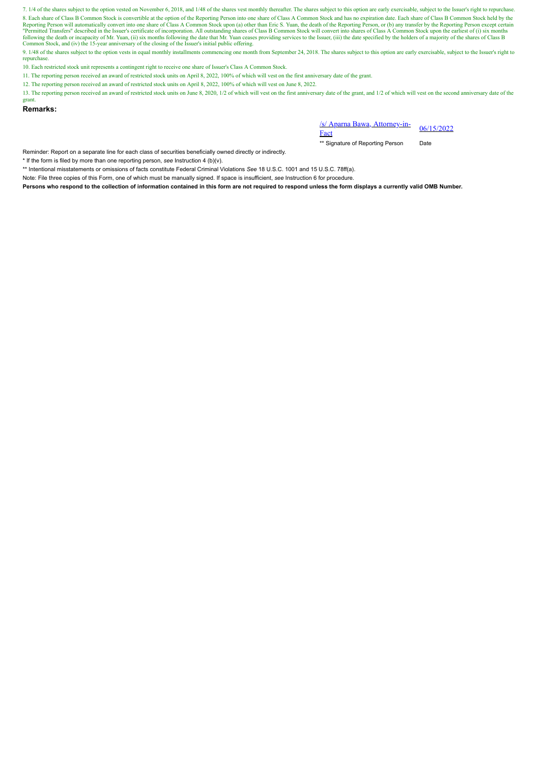7. 1/4 of the shares subject to the option vested on November 6, 2018, and 1/48 of the shares vest monthly thereafter. The shares subject to this option are early exercisable, subject to the Issuer's right to repurchase.

8. Each share of Class B Common Stock is convertible at the option of the Reporting Person into one share of Class A Common Stock and has no expiration date. Each share of Class B Common Stock held by the Reporting Person will automatically convert into one share of Class A Common Stock upon (a) other than Eric S. Yuan, the death of the Reporting Person, or (b) any transfer by the Reporting Person except certain "Permitted Transfers" described in the Issuer's certificate of incorporation. All outstanding shares of Class B Common Stock will convert into shares of Class A Common Stock upon the earliest of (i) six months following the death or incapacity of Mr. Yuan, (ii) six months following the date that Mr. Yuan ceases providing services to the Issuer, (iii) the date specified by the holders of a majority of the shares of Class B Common Stock, and (iv) the 15-year anniversary of the closing of the Issuer's initial public offering.

9. 1/48 of the shares subject to the option vests in equal monthly installments commencing one month from September 24, 2018. The shares subject to this option are early exercisable, subject to the Issuer's right to repurchase.

10. Each restricted stock unit represents a contingent right to receive one share of Issuer's Class A Common Stock.

11. The reporting person received an award of restricted stock units on April 8, 2022, 100% of which will vest on the first anniversary date of the grant.

12. The reporting person received an award of restricted stock units on April 8, 2022, 100% of which will vest on June 8, 2022.

13. The reporting person received an award of restricted stock units on June 8, 2020, 1/2 of which will vest on the first anniversary date of the grant, and 1/2 of which will vest on the second anniversary date of the grant.

**Remarks:**

| | |
|---|---|
| /s/ Aparna Bawa, Attorney-in-Fact | 06/15/2022 |
| ** Signature of Reporting Person | Date |

Reminder: Report on a separate line for each class of securities beneficially owned directly or indirectly.

* If the form is filed by more than one reporting person, *see* Instruction 4 (b)(v).

** Intentional misstatements or omissions of facts constitute Federal Criminal Violations *See* 18 U.S.C. 1001 and 15 U.S.C. 78ff(a).

Note: File three copies of this Form, one of which must be manually signed. If space is insufficient, *see* Instruction 6 for procedure.

**Persons who respond to the collection of information contained in this form are not required to respond unless the form displays a currently valid OMB Number.**